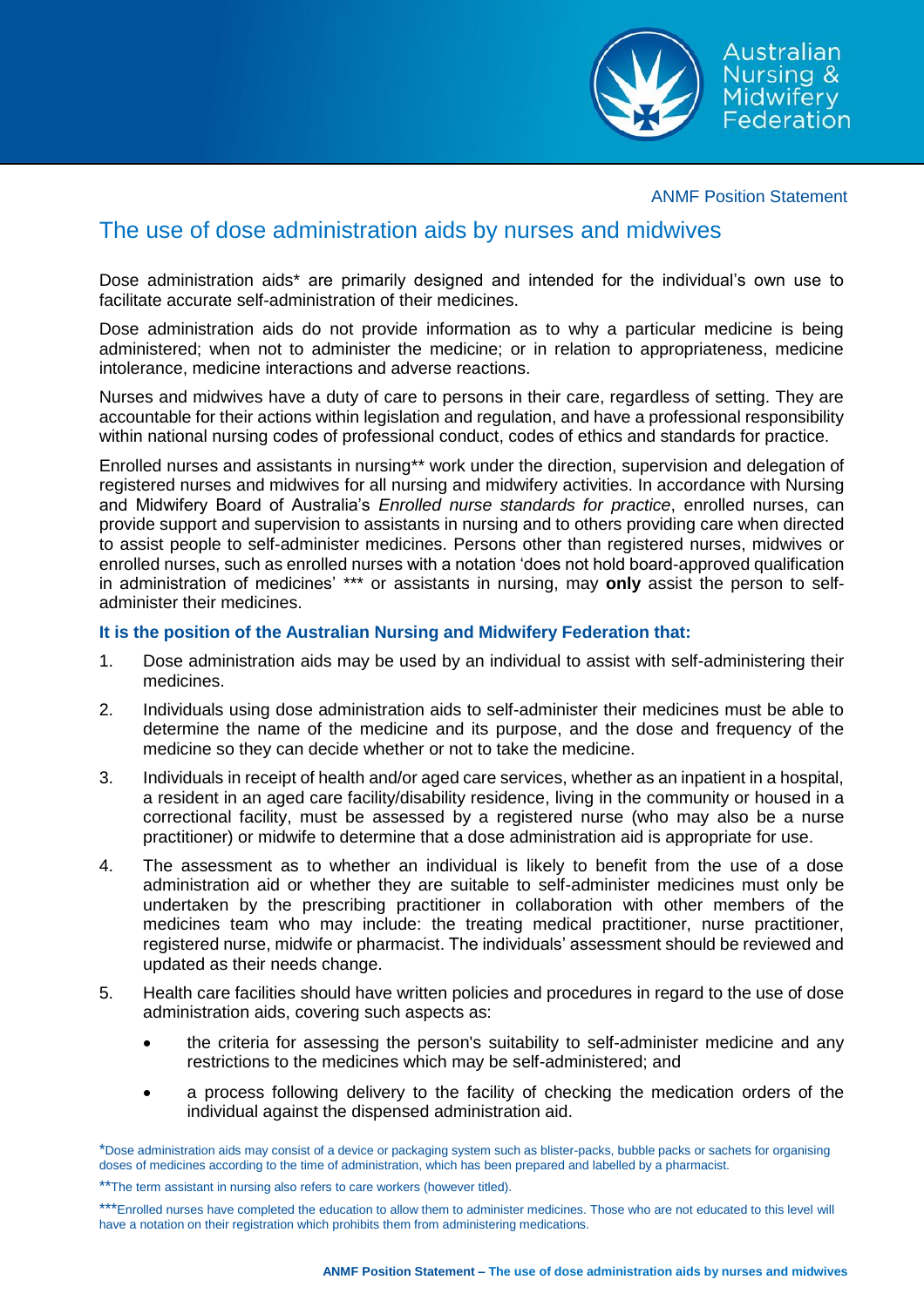ANMF Position Statement

# The use of dose administration aids by nurses and midwives

Dose administration aids* are primarily designed and intended for the individual's own use to facilitate accurate self-administration of their medicines.

Dose administration aids do not provide information as to why a particular medicine is being administered; when not to administer the medicine; or in relation to appropriateness, medicine intolerance, medicine interactions and adverse reactions.

Nurses and midwives have a duty of care to persons in their care, regardless of setting. They are accountable for their actions within legislation and regulation, and have a professional responsibility within national nursing codes of professional conduct, codes of ethics and standards for practice.

Enrolled nurses and assistants in nursing** work under the direction, supervision and delegation of registered nurses and midwives for all nursing and midwifery activities. In accordance with Nursing and Midwifery Board of Australia's *Enrolled nurse standards for practice*, enrolled nurses, can provide support and supervision to assistants in nursing and to others providing care when directed to assist people to self-administer medicines. Persons other than registered nurses, midwives or enrolled nurses, such as enrolled nurses with a notation 'does not hold board-approved qualification in administration of medicines' *** or assistants in nursing, may **only** assist the person to self-administer their medicines.

### It is the position of the Australian Nursing and Midwifery Federation that:

1. Dose administration aids may be used by an individual to assist with self-administering their medicines.
2. Individuals using dose administration aids to self-administer their medicines must be able to determine the name of the medicine and its purpose, and the dose and frequency of the medicine so they can decide whether or not to take the medicine.
3. Individuals in receipt of health and/or aged care services, whether as an inpatient in a hospital, a resident in an aged care facility/disability residence, living in the community or housed in a correctional facility, must be assessed by a registered nurse (who may also be a nurse practitioner) or midwife to determine that a dose administration aid is appropriate for use.
4. The assessment as to whether an individual is likely to benefit from the use of a dose administration aid or whether they are suitable to self-administer medicines must only be undertaken by the prescribing practitioner in collaboration with other members of the medicines team who may include: the treating medical practitioner, nurse practitioner, registered nurse, midwife or pharmacist. The individuals' assessment should be reviewed and updated as their needs change.
5. Health care facilities should have written policies and procedures in regard to the use of dose administration aids, covering such aspects as:
   - the criteria for assessing the person's suitability to self-administer medicine and any restrictions to the medicines which may be self-administered; and
   - a process following delivery to the facility of checking the medication orders of the individual against the dispensed administration aid.

*Dose administration aids may consist of a device or packaging system such as blister-packs, bubble packs or sachets for organising doses of medicines according to the time of administration, which has been prepared and labelled by a pharmacist.

**The term assistant in nursing also refers to care workers (however titled).

***Enrolled nurses have completed the education to allow them to administer medicines. Those who are not educated to this level will have a notation on their registration which prohibits them from administering medications.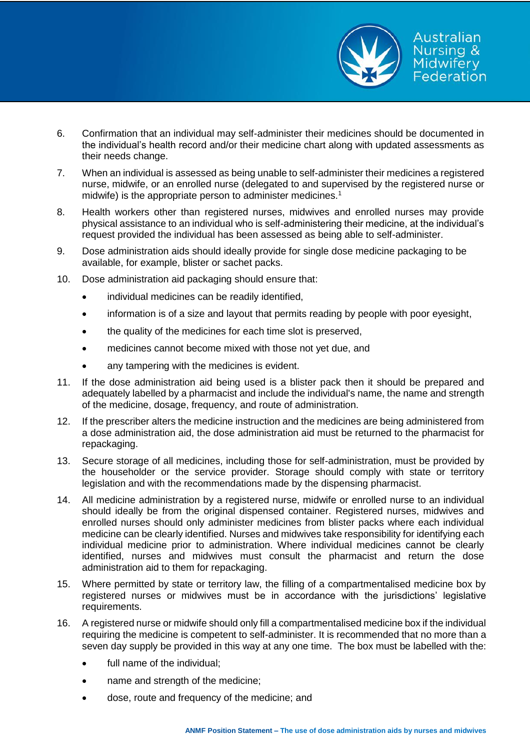6. Confirmation that an individual may self-administer their medicines should be documented in the individual's health record and/or their medicine chart along with updated assessments as their needs change.

7. When an individual is assessed as being unable to self-administer their medicines a registered nurse, midwife, or an enrolled nurse (delegated to and supervised by the registered nurse or midwife) is the appropriate person to administer medicines.[1]

8. Health workers other than registered nurses, midwives and enrolled nurses may provide physical assistance to an individual who is self-administering their medicine, at the individual's request provided the individual has been assessed as being able to self-administer.

9. Dose administration aids should ideally provide for single dose medicine packaging to be available, for example, blister or sachet packs.

10. Dose administration aid packaging should ensure that:
    - individual medicines can be readily identified,
    - information is of a size and layout that permits reading by people with poor eyesight,
    - the quality of the medicines for each time slot is preserved,
    - medicines cannot become mixed with those not yet due, and
    - any tampering with the medicines is evident.

11. If the dose administration aid being used is a blister pack then it should be prepared and adequately labelled by a pharmacist and include the individual's name, the name and strength of the medicine, dosage, frequency, and route of administration.

12. If the prescriber alters the medicine instruction and the medicines are being administered from a dose administration aid, the dose administration aid must be returned to the pharmacist for repackaging.

13. Secure storage of all medicines, including those for self-administration, must be provided by the householder or the service provider. Storage should comply with state or territory legislation and with the recommendations made by the dispensing pharmacist.

14. All medicine administration by a registered nurse, midwife or enrolled nurse to an individual should ideally be from the original dispensed container. Registered nurses, midwives and enrolled nurses should only administer medicines from blister packs where each individual medicine can be clearly identified. Nurses and midwives take responsibility for identifying each individual medicine prior to administration. Where individual medicines cannot be clearly identified, nurses and midwives must consult the pharmacist and return the dose administration aid to them for repackaging.

15. Where permitted by state or territory law, the filling of a compartmentalised medicine box by registered nurses or midwives must be in accordance with the jurisdictions' legislative requirements.

16. A registered nurse or midwife should only fill a compartmentalised medicine box if the individual requiring the medicine is competent to self-administer. It is recommended that no more than a seven day supply be provided in this way at any one time. The box must be labelled with the:
    - full name of the individual;
    - name and strength of the medicine;
    - dose, route and frequency of the medicine; and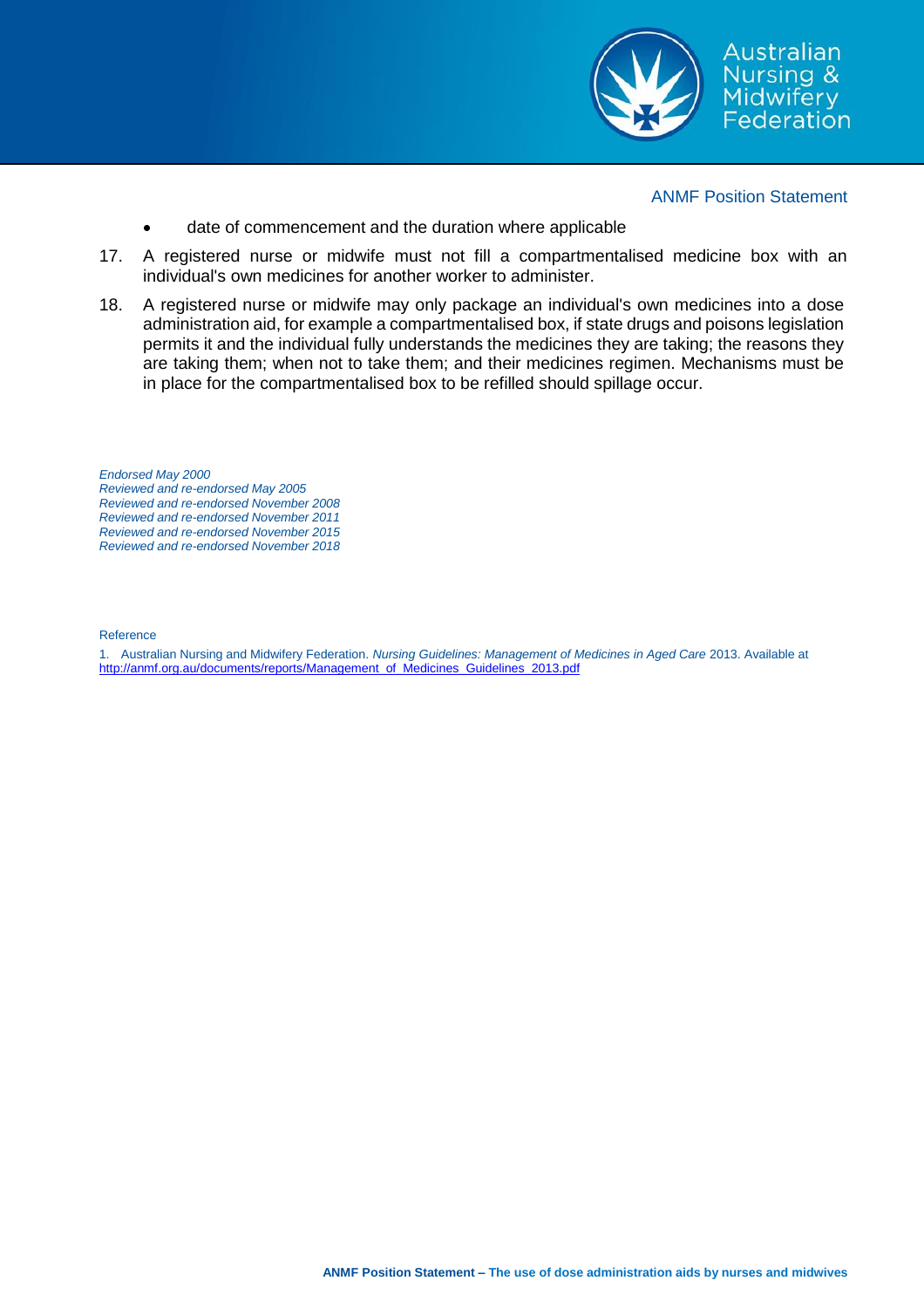- date of commencement and the duration where applicable

17. A registered nurse or midwife must not fill a compartmentalised medicine box with an individual's own medicines for another worker to administer.

18. A registered nurse or midwife may only package an individual's own medicines into a dose administration aid, for example a compartmentalised box, if state drugs and poisons legislation permits it and the individual fully understands the medicines they are taking; the reasons they are taking them; when not to take them; and their medicines regimen. Mechanisms must be in place for the compartmentalised box to be refilled should spillage occur.

*Endorsed May 2000*
*Reviewed and re-endorsed May 2005*
*Reviewed and re-endorsed November 2008*
*Reviewed and re-endorsed November 2011*
*Reviewed and re-endorsed November 2015*
*Reviewed and re-endorsed November 2018*

Reference

1. Australian Nursing and Midwifery Federation. *Nursing Guidelines: Management of Medicines in Aged Care* 2013. Available at http://anmf.org.au/documents/reports/Management_of_Medicines_Guidelines_2013.pdf